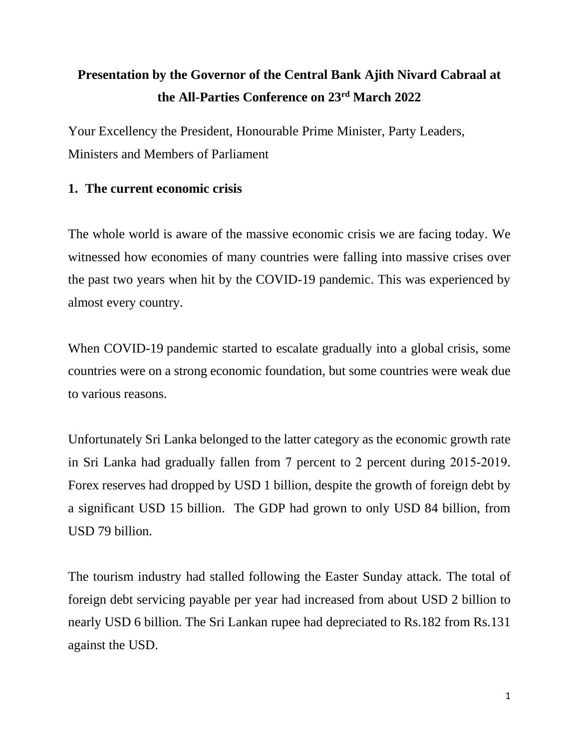# Presentation by the Governor of the Central Bank Ajith Nivard Cabraal at the All-Parties Conference on 23rd March 2022

Your Excellency the President, Honourable Prime Minister, Party Leaders, Ministers and Members of Parliament

## 1. The current economic crisis

The whole world is aware of the massive economic crisis we are facing today. We witnessed how economies of many countries were falling into massive crises over the past two years when hit by the COVID-19 pandemic. This was experienced by almost every country.

When COVID-19 pandemic started to escalate gradually into a global crisis, some countries were on a strong economic foundation, but some countries were weak due to various reasons.

Unfortunately Sri Lanka belonged to the latter category as the economic growth rate in Sri Lanka had gradually fallen from 7 percent to 2 percent during 2015-2019. Forex reserves had dropped by USD 1 billion, despite the growth of foreign debt by a significant USD 15 billion. The GDP had grown to only USD 84 billion, from USD 79 billion.

The tourism industry had stalled following the Easter Sunday attack. The total of foreign debt servicing payable per year had increased from about USD 2 billion to nearly USD 6 billion. The Sri Lankan rupee had depreciated to Rs.182 from Rs.131 against the USD.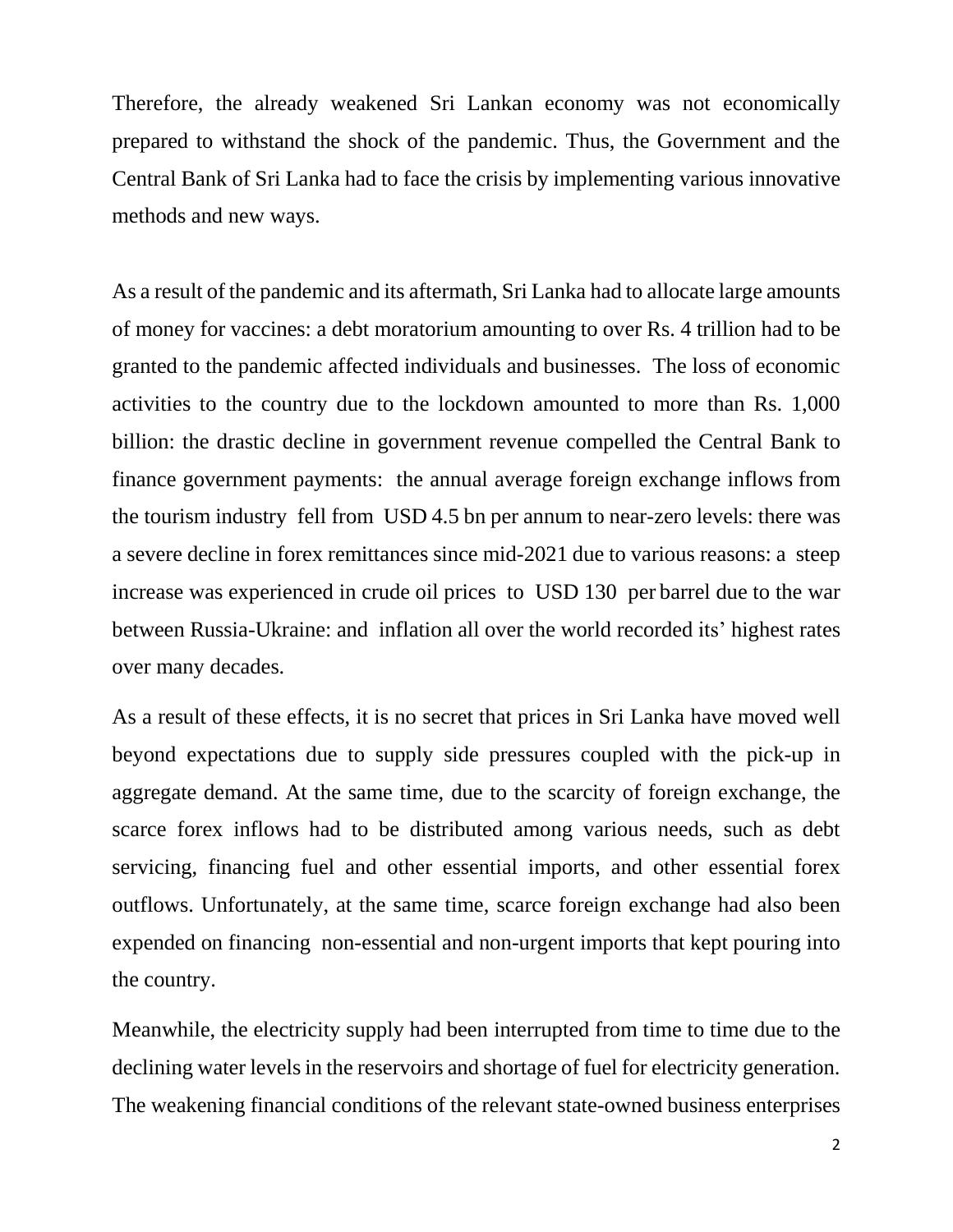Therefore, the already weakened Sri Lankan economy was not economically prepared to withstand the shock of the pandemic. Thus, the Government and the Central Bank of Sri Lanka had to face the crisis by implementing various innovative methods and new ways.

As a result of the pandemic and its aftermath, Sri Lanka had to allocate large amounts of money for vaccines: a debt moratorium amounting to over Rs. 4 trillion had to be granted to the pandemic affected individuals and businesses. The loss of economic activities to the country due to the lockdown amounted to more than Rs. 1,000 billion: the drastic decline in government revenue compelled the Central Bank to finance government payments: the annual average foreign exchange inflows from the tourism industry fell from USD 4.5 bn per annum to near-zero levels: there was a severe decline in forex remittances since mid-2021 due to various reasons: a steep increase was experienced in crude oil prices to USD 130 per barrel due to the war between Russia-Ukraine: and inflation all over the world recorded its' highest rates over many decades.

As a result of these effects, it is no secret that prices in Sri Lanka have moved well beyond expectations due to supply side pressures coupled with the pick-up in aggregate demand. At the same time, due to the scarcity of foreign exchange, the scarce forex inflows had to be distributed among various needs, such as debt servicing, financing fuel and other essential imports, and other essential forex outflows. Unfortunately, at the same time, scarce foreign exchange had also been expended on financing non-essential and non-urgent imports that kept pouring into the country.

Meanwhile, the electricity supply had been interrupted from time to time due to the declining water levels in the reservoirs and shortage of fuel for electricity generation. The weakening financial conditions of the relevant state-owned business enterprises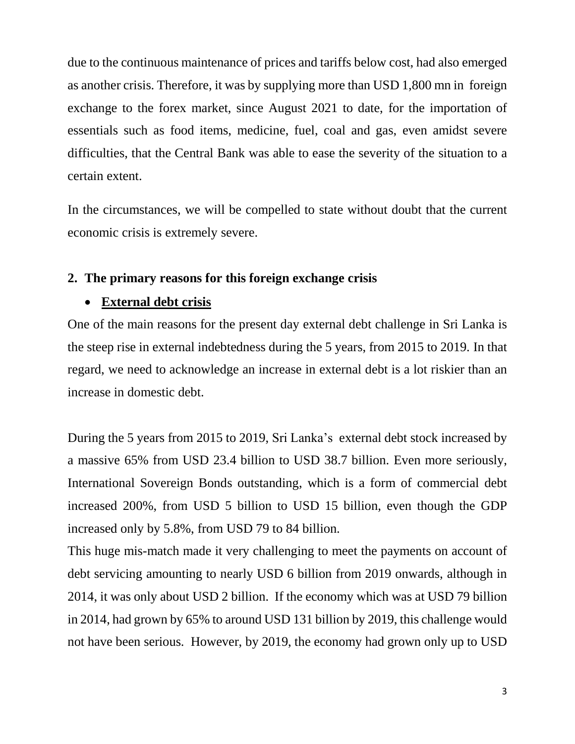due to the continuous maintenance of prices and tariffs below cost, had also emerged as another crisis. Therefore, it was by supplying more than USD 1,800 mn in foreign exchange to the forex market, since August 2021 to date, for the importation of essentials such as food items, medicine, fuel, coal and gas, even amidst severe difficulties, that the Central Bank was able to ease the severity of the situation to a certain extent.

In the circumstances, we will be compelled to state without doubt that the current economic crisis is extremely severe.

## 2. The primary reasons for this foreign exchange crisis

- **External debt crisis**

One of the main reasons for the present day external debt challenge in Sri Lanka is the steep rise in external indebtedness during the 5 years, from 2015 to 2019. In that regard, we need to acknowledge an increase in external debt is a lot riskier than an increase in domestic debt.

During the 5 years from 2015 to 2019, Sri Lanka's external debt stock increased by a massive 65% from USD 23.4 billion to USD 38.7 billion. Even more seriously, International Sovereign Bonds outstanding, which is a form of commercial debt increased 200%, from USD 5 billion to USD 15 billion, even though the GDP increased only by 5.8%, from USD 79 to 84 billion.

This huge mis-match made it very challenging to meet the payments on account of debt servicing amounting to nearly USD 6 billion from 2019 onwards, although in 2014, it was only about USD 2 billion. If the economy which was at USD 79 billion in 2014, had grown by 65% to around USD 131 billion by 2019, this challenge would not have been serious. However, by 2019, the economy had grown only up to USD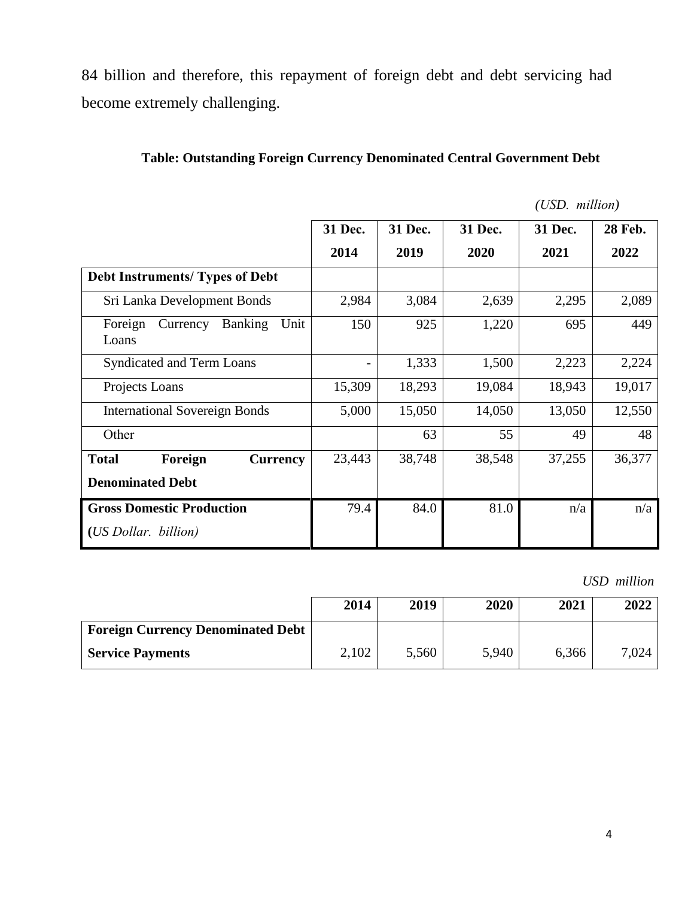84 billion and therefore, this repayment of foreign debt and debt servicing had become extremely challenging.

**Table: Outstanding Foreign Currency Denominated Central Government Debt**

*(USD. million)*

| | 31 Dec. 2014 | 31 Dec. 2019 | 31 Dec. 2020 | 31 Dec. 2021 | 28 Feb. 2022 |
|---|---|---|---|---|---|
| **Debt Instruments/ Types of Debt** | | | | | |
| Sri Lanka Development Bonds | 2,984 | 3,084 | 2,639 | 2,295 | 2,089 |
| Foreign Currency Banking Unit Loans | 150 | 925 | 1,220 | 695 | 449 |
| Syndicated and Term Loans | - | 1,333 | 1,500 | 2,223 | 2,224 |
| Projects Loans | 15,309 | 18,293 | 19,084 | 18,943 | 19,017 |
| International Sovereign Bonds | 5,000 | 15,050 | 14,050 | 13,050 | 12,550 |
| Other | | 63 | 55 | 49 | 48 |
| **Total Foreign Currency Denominated Debt** | 23,443 | 38,748 | 38,548 | 37,255 | 36,377 |
| **Gross Domestic Production** **(***US Dollar. billion)* | 79.4 | 84.0 | 81.0 | n/a | n/a |

*USD million*

| | 2014 | 2019 | 2020 | 2021 | 2022 |
|---|---|---|---|---|---|
| **Foreign Currency Denominated Debt Service Payments** | 2,102 | 5,560 | 5,940 | 6,366 | 7,024 |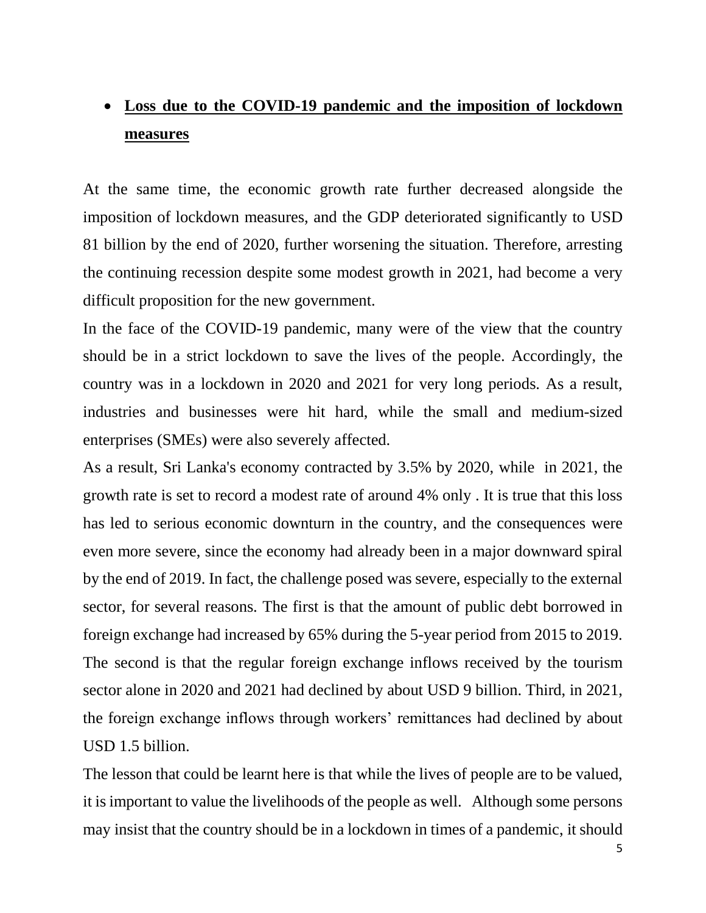- **Loss due to the COVID-19 pandemic and the imposition of lockdown measures**

At the same time, the economic growth rate further decreased alongside the imposition of lockdown measures, and the GDP deteriorated significantly to USD 81 billion by the end of 2020, further worsening the situation. Therefore, arresting the continuing recession despite some modest growth in 2021, had become a very difficult proposition for the new government.

In the face of the COVID-19 pandemic, many were of the view that the country should be in a strict lockdown to save the lives of the people. Accordingly, the country was in a lockdown in 2020 and 2021 for very long periods. As a result, industries and businesses were hit hard, while the small and medium-sized enterprises (SMEs) were also severely affected.

As a result, Sri Lanka's economy contracted by 3.5% by 2020, while in 2021, the growth rate is set to record a modest rate of around 4% only . It is true that this loss has led to serious economic downturn in the country, and the consequences were even more severe, since the economy had already been in a major downward spiral by the end of 2019. In fact, the challenge posed was severe, especially to the external sector, for several reasons. The first is that the amount of public debt borrowed in foreign exchange had increased by 65% during the 5-year period from 2015 to 2019. The second is that the regular foreign exchange inflows received by the tourism sector alone in 2020 and 2021 had declined by about USD 9 billion. Third, in 2021, the foreign exchange inflows through workers' remittances had declined by about USD 1.5 billion.

The lesson that could be learnt here is that while the lives of people are to be valued, it is important to value the livelihoods of the people as well. Although some persons may insist that the country should be in a lockdown in times of a pandemic, it should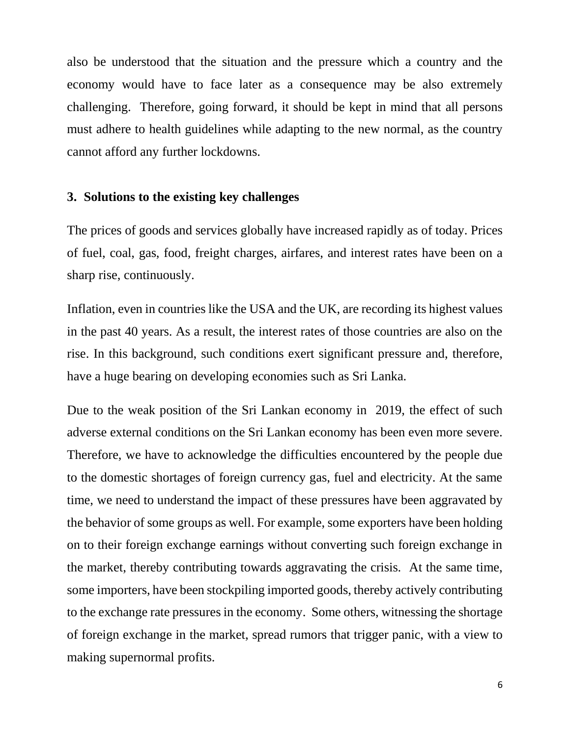also be understood that the situation and the pressure which a country and the economy would have to face later as a consequence may be also extremely challenging. Therefore, going forward, it should be kept in mind that all persons must adhere to health guidelines while adapting to the new normal, as the country cannot afford any further lockdowns.

### 3. Solutions to the existing key challenges

The prices of goods and services globally have increased rapidly as of today. Prices of fuel, coal, gas, food, freight charges, airfares, and interest rates have been on a sharp rise, continuously.

Inflation, even in countries like the USA and the UK, are recording its highest values in the past 40 years. As a result, the interest rates of those countries are also on the rise. In this background, such conditions exert significant pressure and, therefore, have a huge bearing on developing economies such as Sri Lanka.

Due to the weak position of the Sri Lankan economy in 2019, the effect of such adverse external conditions on the Sri Lankan economy has been even more severe. Therefore, we have to acknowledge the difficulties encountered by the people due to the domestic shortages of foreign currency gas, fuel and electricity. At the same time, we need to understand the impact of these pressures have been aggravated by the behavior of some groups as well. For example, some exporters have been holding on to their foreign exchange earnings without converting such foreign exchange in the market, thereby contributing towards aggravating the crisis. At the same time, some importers, have been stockpiling imported goods, thereby actively contributing to the exchange rate pressures in the economy. Some others, witnessing the shortage of foreign exchange in the market, spread rumors that trigger panic, with a view to making supernormal profits.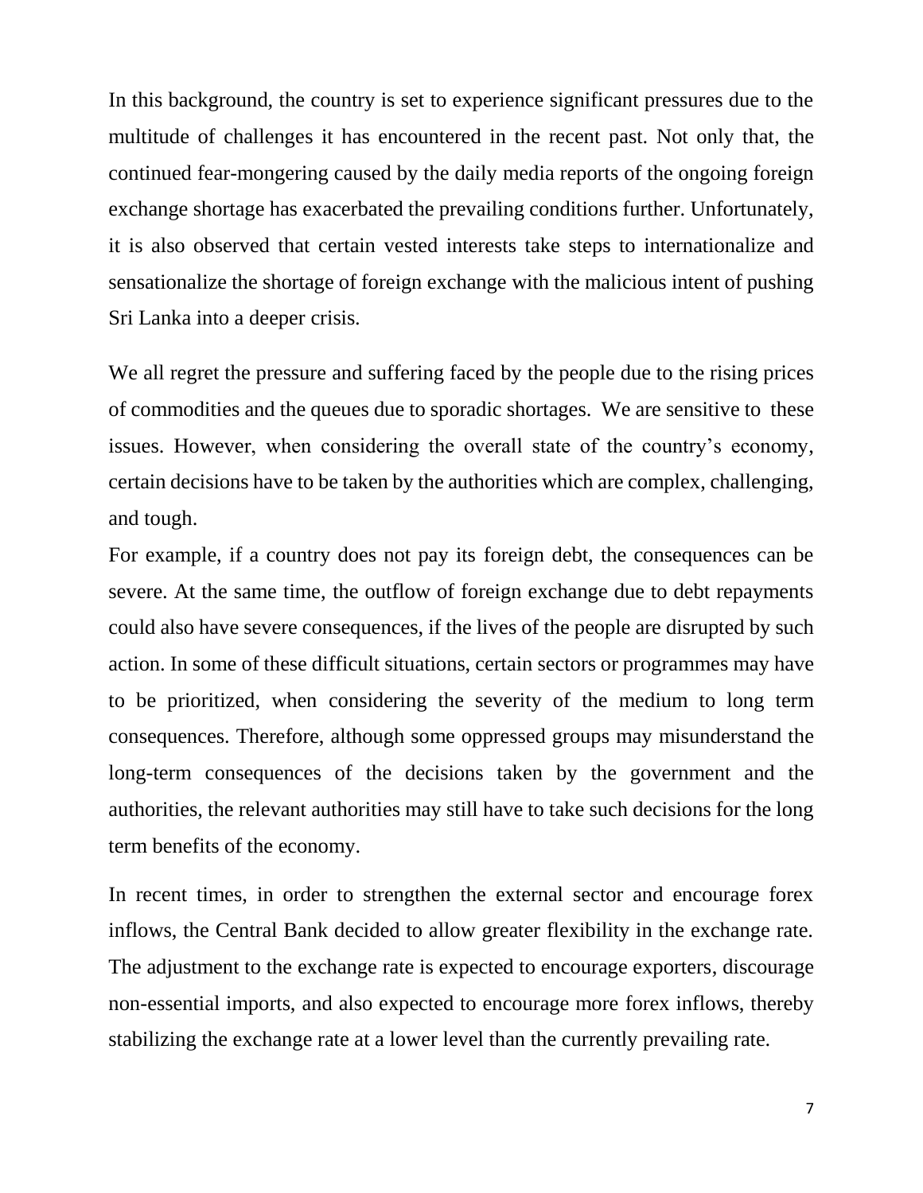In this background, the country is set to experience significant pressures due to the multitude of challenges it has encountered in the recent past. Not only that, the continued fear-mongering caused by the daily media reports of the ongoing foreign exchange shortage has exacerbated the prevailing conditions further. Unfortunately, it is also observed that certain vested interests take steps to internationalize and sensationalize the shortage of foreign exchange with the malicious intent of pushing Sri Lanka into a deeper crisis.

We all regret the pressure and suffering faced by the people due to the rising prices of commodities and the queues due to sporadic shortages. We are sensitive to these issues. However, when considering the overall state of the country's economy, certain decisions have to be taken by the authorities which are complex, challenging, and tough.

For example, if a country does not pay its foreign debt, the consequences can be severe. At the same time, the outflow of foreign exchange due to debt repayments could also have severe consequences, if the lives of the people are disrupted by such action. In some of these difficult situations, certain sectors or programmes may have to be prioritized, when considering the severity of the medium to long term consequences. Therefore, although some oppressed groups may misunderstand the long-term consequences of the decisions taken by the government and the authorities, the relevant authorities may still have to take such decisions for the long term benefits of the economy.

In recent times, in order to strengthen the external sector and encourage forex inflows, the Central Bank decided to allow greater flexibility in the exchange rate. The adjustment to the exchange rate is expected to encourage exporters, discourage non-essential imports, and also expected to encourage more forex inflows, thereby stabilizing the exchange rate at a lower level than the currently prevailing rate.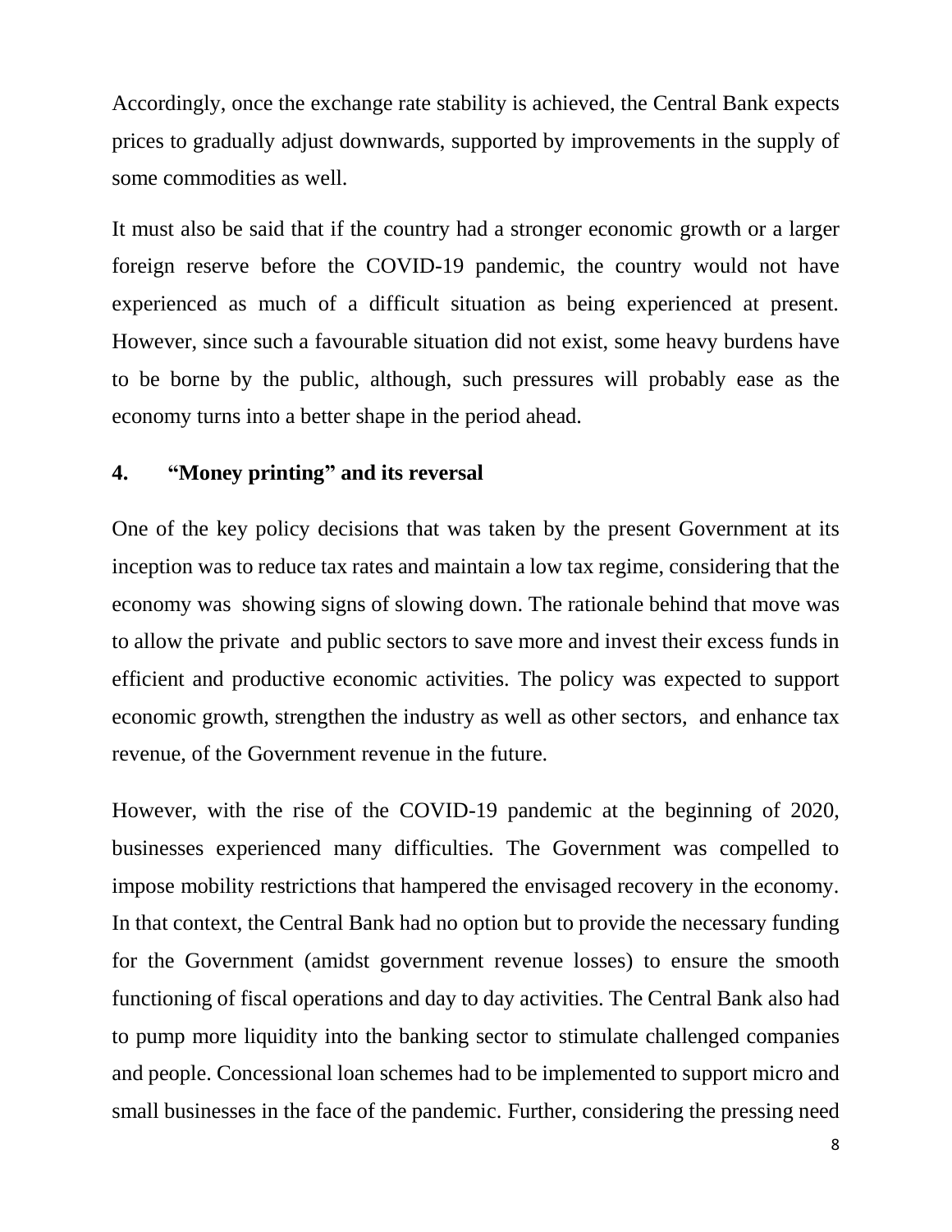Accordingly, once the exchange rate stability is achieved, the Central Bank expects prices to gradually adjust downwards, supported by improvements in the supply of some commodities as well.

It must also be said that if the country had a stronger economic growth or a larger foreign reserve before the COVID-19 pandemic, the country would not have experienced as much of a difficult situation as being experienced at present. However, since such a favourable situation did not exist, some heavy burdens have to be borne by the public, although, such pressures will probably ease as the economy turns into a better shape in the period ahead.

## 4. "Money printing" and its reversal

One of the key policy decisions that was taken by the present Government at its inception was to reduce tax rates and maintain a low tax regime, considering that the economy was showing signs of slowing down. The rationale behind that move was to allow the private and public sectors to save more and invest their excess funds in efficient and productive economic activities. The policy was expected to support economic growth, strengthen the industry as well as other sectors, and enhance tax revenue, of the Government revenue in the future.

However, with the rise of the COVID-19 pandemic at the beginning of 2020, businesses experienced many difficulties. The Government was compelled to impose mobility restrictions that hampered the envisaged recovery in the economy. In that context, the Central Bank had no option but to provide the necessary funding for the Government (amidst government revenue losses) to ensure the smooth functioning of fiscal operations and day to day activities. The Central Bank also had to pump more liquidity into the banking sector to stimulate challenged companies and people. Concessional loan schemes had to be implemented to support micro and small businesses in the face of the pandemic. Further, considering the pressing need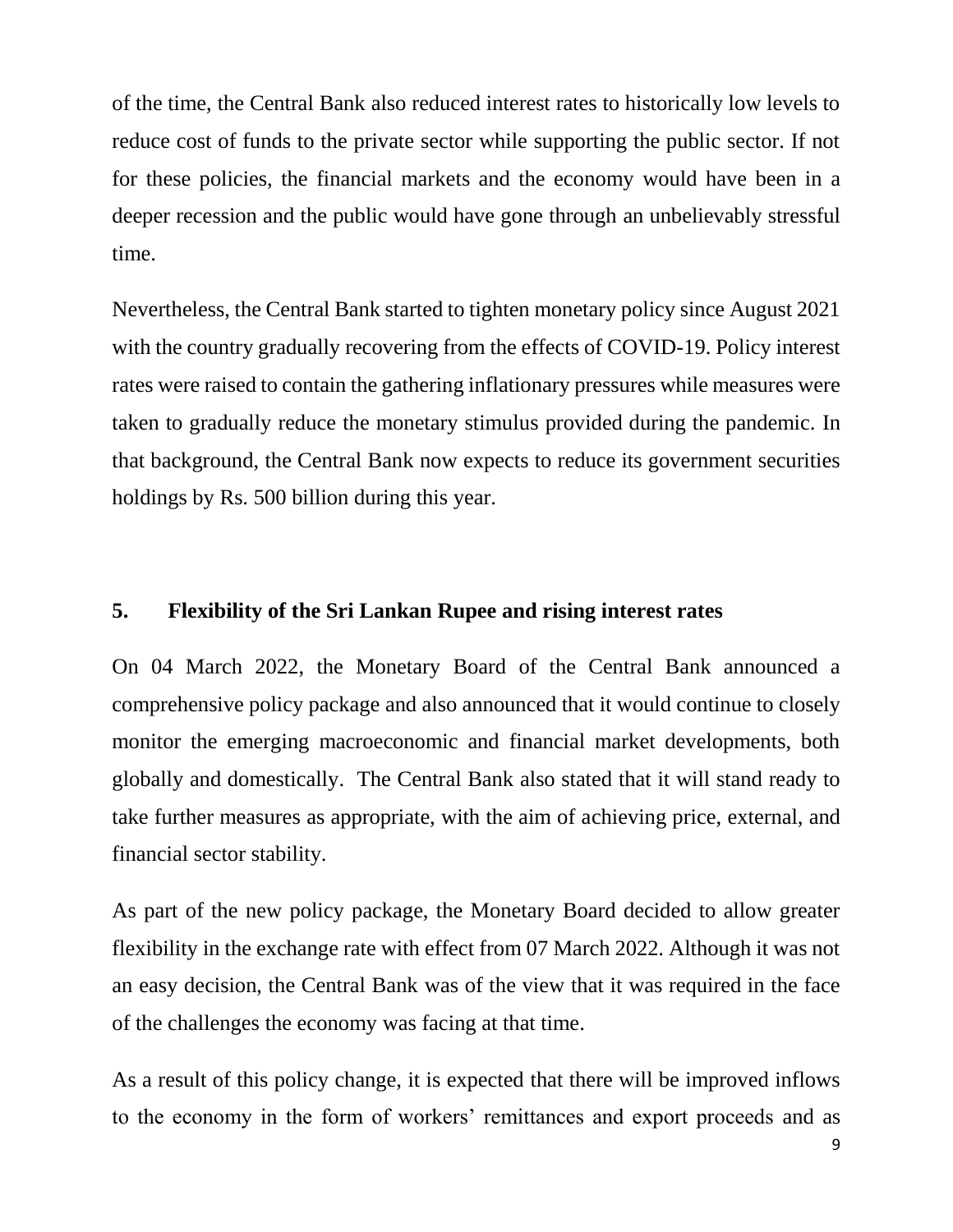of the time, the Central Bank also reduced interest rates to historically low levels to reduce cost of funds to the private sector while supporting the public sector. If not for these policies, the financial markets and the economy would have been in a deeper recession and the public would have gone through an unbelievably stressful time.

Nevertheless, the Central Bank started to tighten monetary policy since August 2021 with the country gradually recovering from the effects of COVID-19. Policy interest rates were raised to contain the gathering inflationary pressures while measures were taken to gradually reduce the monetary stimulus provided during the pandemic. In that background, the Central Bank now expects to reduce its government securities holdings by Rs. 500 billion during this year.

## 5. Flexibility of the Sri Lankan Rupee and rising interest rates

On 04 March 2022, the Monetary Board of the Central Bank announced a comprehensive policy package and also announced that it would continue to closely monitor the emerging macroeconomic and financial market developments, both globally and domestically. The Central Bank also stated that it will stand ready to take further measures as appropriate, with the aim of achieving price, external, and financial sector stability.

As part of the new policy package, the Monetary Board decided to allow greater flexibility in the exchange rate with effect from 07 March 2022. Although it was not an easy decision, the Central Bank was of the view that it was required in the face of the challenges the economy was facing at that time.

As a result of this policy change, it is expected that there will be improved inflows to the economy in the form of workers' remittances and export proceeds and as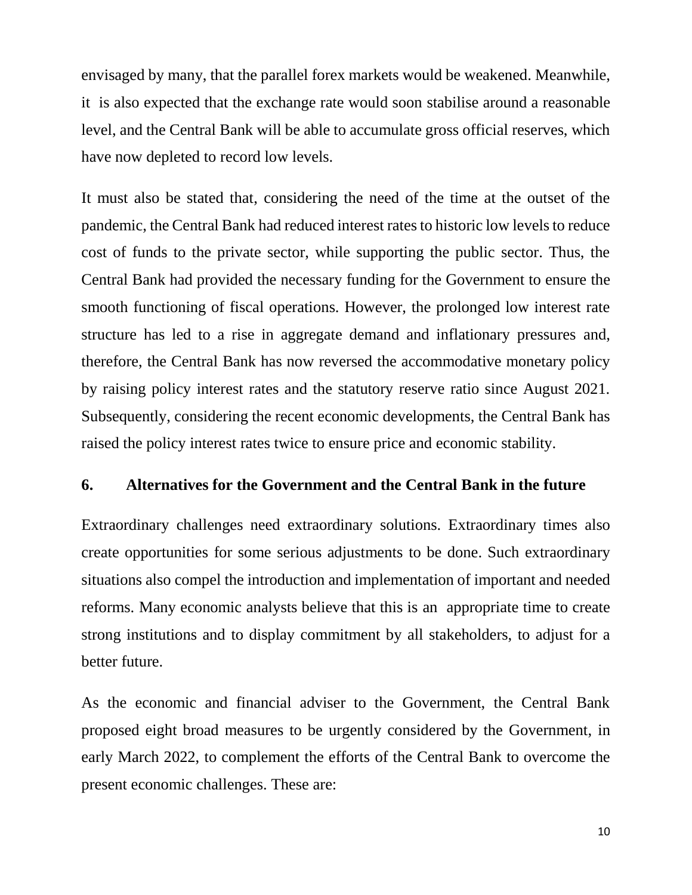envisaged by many, that the parallel forex markets would be weakened. Meanwhile, it is also expected that the exchange rate would soon stabilise around a reasonable level, and the Central Bank will be able to accumulate gross official reserves, which have now depleted to record low levels.

It must also be stated that, considering the need of the time at the outset of the pandemic, the Central Bank had reduced interest rates to historic low levels to reduce cost of funds to the private sector, while supporting the public sector. Thus, the Central Bank had provided the necessary funding for the Government to ensure the smooth functioning of fiscal operations. However, the prolonged low interest rate structure has led to a rise in aggregate demand and inflationary pressures and, therefore, the Central Bank has now reversed the accommodative monetary policy by raising policy interest rates and the statutory reserve ratio since August 2021. Subsequently, considering the recent economic developments, the Central Bank has raised the policy interest rates twice to ensure price and economic stability.

## 6. Alternatives for the Government and the Central Bank in the future

Extraordinary challenges need extraordinary solutions. Extraordinary times also create opportunities for some serious adjustments to be done. Such extraordinary situations also compel the introduction and implementation of important and needed reforms. Many economic analysts believe that this is an appropriate time to create strong institutions and to display commitment by all stakeholders, to adjust for a better future.

As the economic and financial adviser to the Government, the Central Bank proposed eight broad measures to be urgently considered by the Government, in early March 2022, to complement the efforts of the Central Bank to overcome the present economic challenges. These are: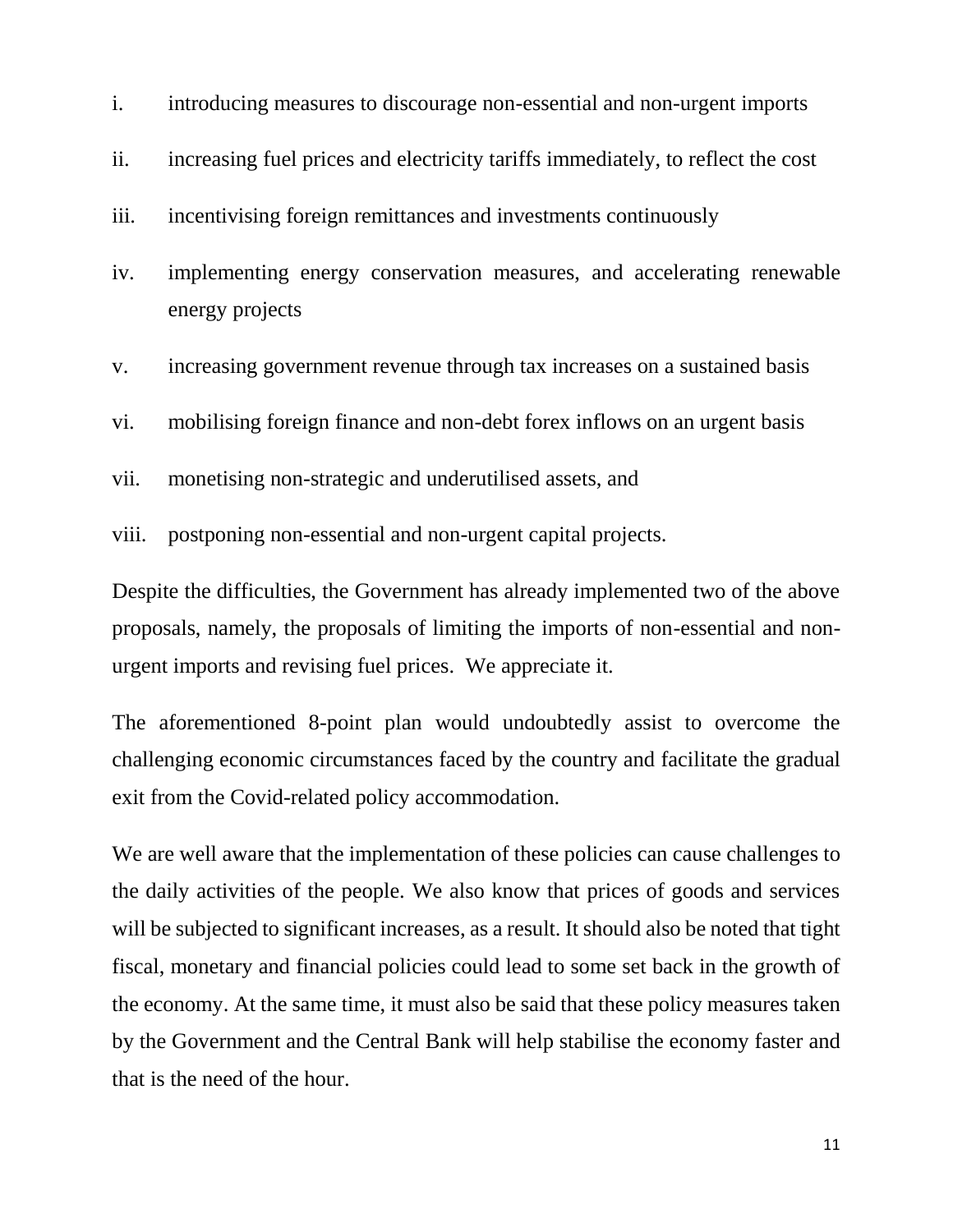i. introducing measures to discourage non-essential and non-urgent imports

ii. increasing fuel prices and electricity tariffs immediately, to reflect the cost

iii. incentivising foreign remittances and investments continuously

iv. implementing energy conservation measures, and accelerating renewable energy projects

v. increasing government revenue through tax increases on a sustained basis

vi. mobilising foreign finance and non-debt forex inflows on an urgent basis

vii. monetising non-strategic and underutilised assets, and

viii. postponing non-essential and non-urgent capital projects.

Despite the difficulties, the Government has already implemented two of the above proposals, namely, the proposals of limiting the imports of non-essential and non-urgent imports and revising fuel prices. We appreciate it.

The aforementioned 8-point plan would undoubtedly assist to overcome the challenging economic circumstances faced by the country and facilitate the gradual exit from the Covid-related policy accommodation.

We are well aware that the implementation of these policies can cause challenges to the daily activities of the people. We also know that prices of goods and services will be subjected to significant increases, as a result. It should also be noted that tight fiscal, monetary and financial policies could lead to some set back in the growth of the economy. At the same time, it must also be said that these policy measures taken by the Government and the Central Bank will help stabilise the economy faster and that is the need of the hour.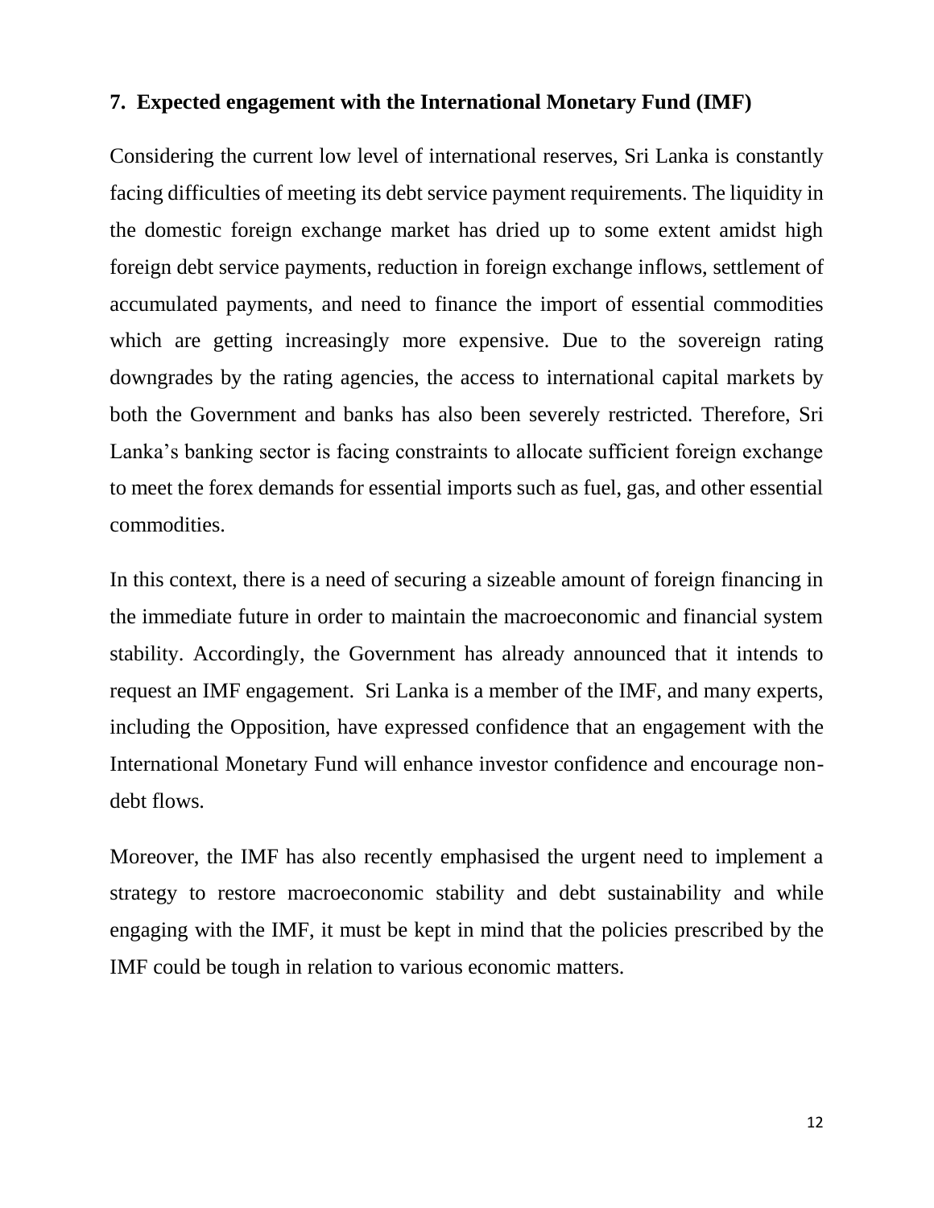## 7. Expected engagement with the International Monetary Fund (IMF)

Considering the current low level of international reserves, Sri Lanka is constantly facing difficulties of meeting its debt service payment requirements. The liquidity in the domestic foreign exchange market has dried up to some extent amidst high foreign debt service payments, reduction in foreign exchange inflows, settlement of accumulated payments, and need to finance the import of essential commodities which are getting increasingly more expensive. Due to the sovereign rating downgrades by the rating agencies, the access to international capital markets by both the Government and banks has also been severely restricted. Therefore, Sri Lanka's banking sector is facing constraints to allocate sufficient foreign exchange to meet the forex demands for essential imports such as fuel, gas, and other essential commodities.

In this context, there is a need of securing a sizeable amount of foreign financing in the immediate future in order to maintain the macroeconomic and financial system stability. Accordingly, the Government has already announced that it intends to request an IMF engagement. Sri Lanka is a member of the IMF, and many experts, including the Opposition, have expressed confidence that an engagement with the International Monetary Fund will enhance investor confidence and encourage non-debt flows.

Moreover, the IMF has also recently emphasised the urgent need to implement a strategy to restore macroeconomic stability and debt sustainability and while engaging with the IMF, it must be kept in mind that the policies prescribed by the IMF could be tough in relation to various economic matters.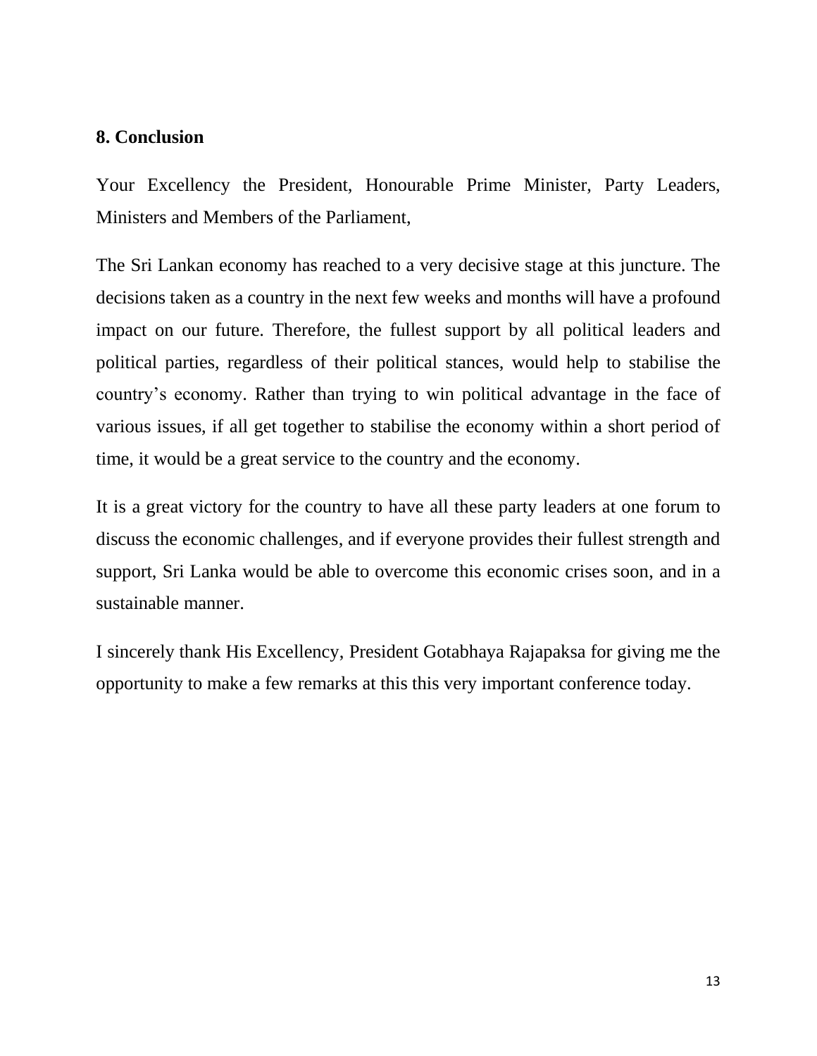## 8. Conclusion

Your Excellency the President, Honourable Prime Minister, Party Leaders, Ministers and Members of the Parliament,

The Sri Lankan economy has reached to a very decisive stage at this juncture. The decisions taken as a country in the next few weeks and months will have a profound impact on our future. Therefore, the fullest support by all political leaders and political parties, regardless of their political stances, would help to stabilise the country's economy. Rather than trying to win political advantage in the face of various issues, if all get together to stabilise the economy within a short period of time, it would be a great service to the country and the economy.

It is a great victory for the country to have all these party leaders at one forum to discuss the economic challenges, and if everyone provides their fullest strength and support, Sri Lanka would be able to overcome this economic crises soon, and in a sustainable manner.

I sincerely thank His Excellency, President Gotabhaya Rajapaksa for giving me the opportunity to make a few remarks at this this very important conference today.